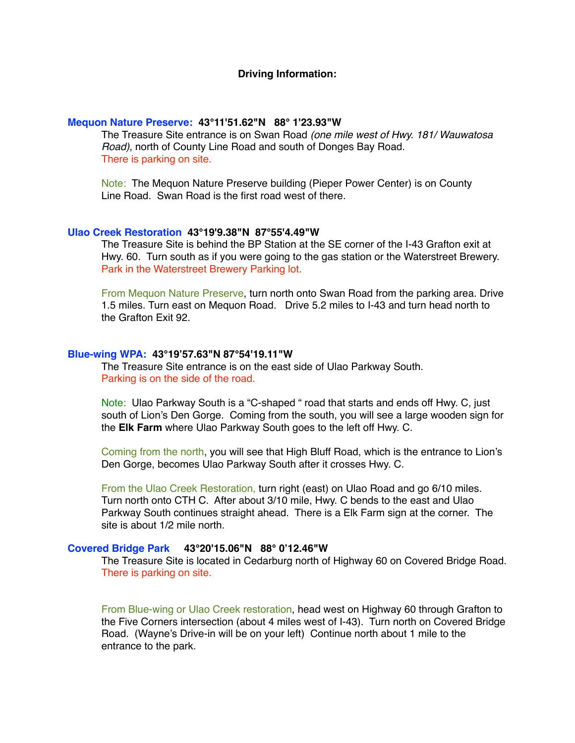**Driving Information:**

**Mequon Nature Preserve: 43°11'51.62"N 88° 1'23.93"W**

The Treasure Site entrance is on Swan Road *(one mile west of Hwy. 181/ Wauwatosa Road)*, north of County Line Road and south of Donges Bay Road.
There is parking on site.

Note: The Mequon Nature Preserve building (Pieper Power Center) is on County Line Road. Swan Road is the first road west of there.

**Ulao Creek Restoration 43°19'9.38"N 87°55'4.49"W**

The Treasure Site is behind the BP Station at the SE corner of the I-43 Grafton exit at Hwy. 60. Turn south as if you were going to the gas station or the Waterstreet Brewery.
Park in the Waterstreet Brewery Parking lot.

From Mequon Nature Preserve, turn north onto Swan Road from the parking area. Drive 1.5 miles. Turn east on Mequon Road. Drive 5.2 miles to I-43 and turn head north to the Grafton Exit 92.

**Blue-wing WPA: 43°19'57.63"N 87°54'19.11"W**

The Treasure Site entrance is on the east side of Ulao Parkway South.
Parking is on the side of the road.

Note: Ulao Parkway South is a "C-shaped " road that starts and ends off Hwy. C, just south of Lion's Den Gorge. Coming from the south, you will see a large wooden sign for the **Elk Farm** where Ulao Parkway South goes to the left off Hwy. C.

Coming from the north, you will see that High Bluff Road, which is the entrance to Lion's Den Gorge, becomes Ulao Parkway South after it crosses Hwy. C.

From the Ulao Creek Restoration, turn right (east) on Ulao Road and go 6/10 miles. Turn north onto CTH C. After about 3/10 mile, Hwy. C bends to the east and Ulao Parkway South continues straight ahead. There is a Elk Farm sign at the corner. The site is about 1/2 mile north.

**Covered Bridge Park 43°20'15.06"N 88° 0'12.46"W**

The Treasure Site is located in Cedarburg north of Highway 60 on Covered Bridge Road.
There is parking on site.

From Blue-wing or Ulao Creek restoration, head west on Highway 60 through Grafton to the Five Corners intersection (about 4 miles west of I-43). Turn north on Covered Bridge Road. (Wayne's Drive-in will be on your left) Continue north about 1 mile to the entrance to the park.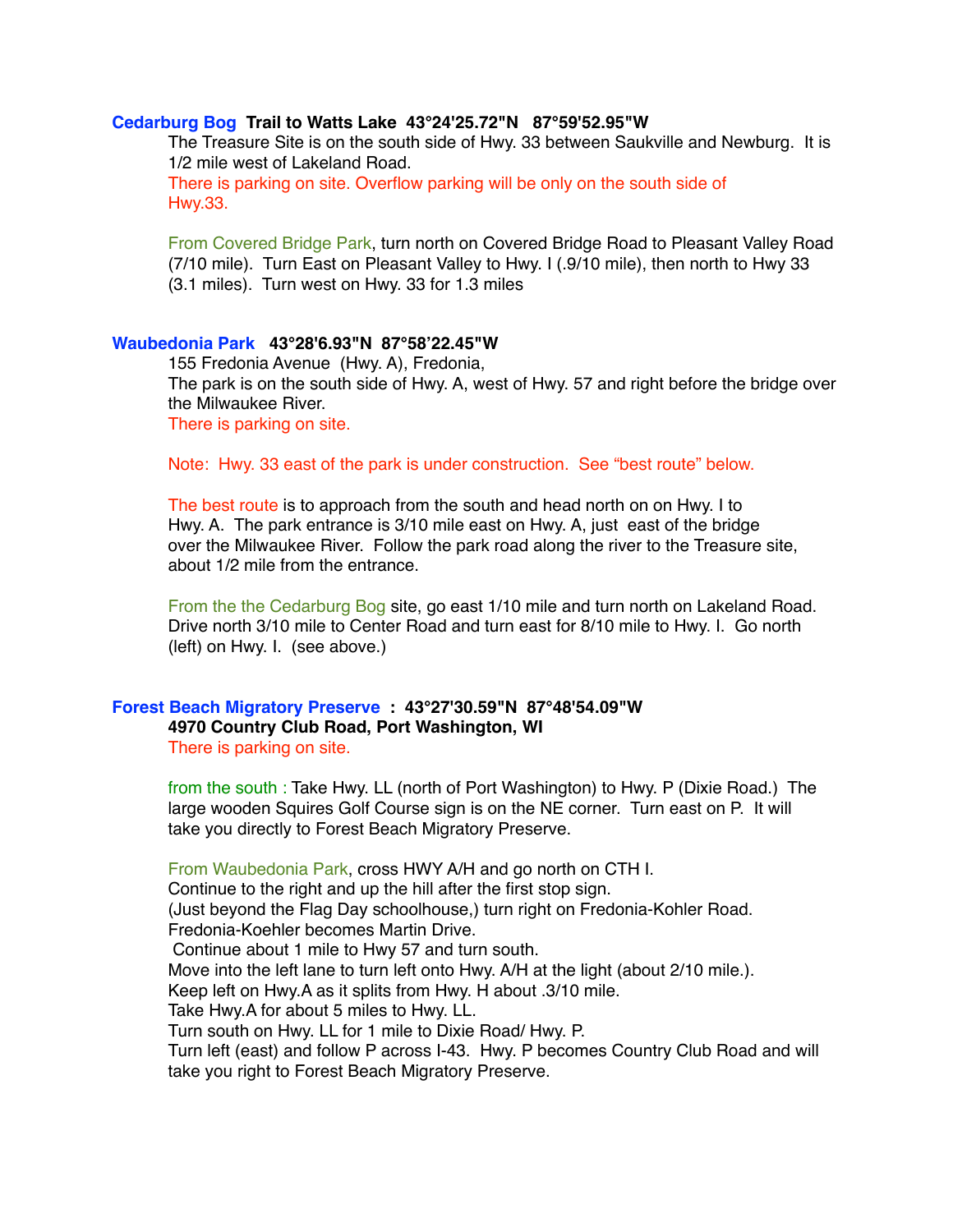**Cedarburg Bog  Trail to Watts Lake  43°24'25.72"N   87°59'52.95"W**

The Treasure Site is on the south side of Hwy. 33 between Saukville and Newburg.  It is 1/2 mile west of Lakeland Road.

There is parking on site. Overflow parking will be only on the south side of Hwy.33.

From Covered Bridge Park, turn north on Covered Bridge Road to Pleasant Valley Road (7/10 mile).  Turn East on Pleasant Valley to Hwy. I (.9/10 mile), then north to Hwy 33 (3.1 miles).  Turn west on Hwy. 33 for 1.3 miles

**Waubedonia Park   43°28'6.93"N  87°58'22.45"W**

155 Fredonia Avenue  (Hwy. A), Fredonia,

The park is on the south side of Hwy. A, west of Hwy. 57 and right before the bridge over the Milwaukee River.

There is parking on site.

Note:  Hwy. 33 east of the park is under construction.  See "best route" below.

The best route is to approach from the south and head north on on Hwy. I to Hwy. A.  The park entrance is 3/10 mile east on Hwy. A, just  east of the bridge over the Milwaukee River.  Follow the park road along the river to the Treasure site, about 1/2 mile from the entrance.

From the the Cedarburg Bog site, go east 1/10 mile and turn north on Lakeland Road.  Drive north 3/10 mile to Center Road and turn east for 8/10 mile to Hwy. I.  Go north (left) on Hwy. I.  (see above.)

**Forest Beach Migratory Preserve  :  43°27'30.59"N  87°48'54.09"W**

**4970 Country Club Road, Port Washington, WI**

There is parking on site.

from the south : Take Hwy. LL (north of Port Washington) to Hwy. P (Dixie Road.)  The large wooden Squires Golf Course sign is on the NE corner.  Turn east on P.  It will take you directly to Forest Beach Migratory Preserve.

From Waubedonia Park, cross HWY A/H and go north on CTH I.
Continue to the right and up the hill after the first stop sign.
(Just beyond the Flag Day schoolhouse,) turn right on Fredonia-Kohler Road.
Fredonia-Koehler becomes Martin Drive.
Continue about 1 mile to Hwy 57 and turn south.
Move into the left lane to turn left onto Hwy. A/H at the light (about 2/10 mile.).
Keep left on Hwy.A as it splits from Hwy. H about .3/10 mile.
Take Hwy.A for about 5 miles to Hwy. LL.
Turn south on Hwy. LL for 1 mile to Dixie Road/ Hwy. P.
Turn left (east) and follow P across I-43.  Hwy. P becomes Country Club Road and will take you right to Forest Beach Migratory Preserve.